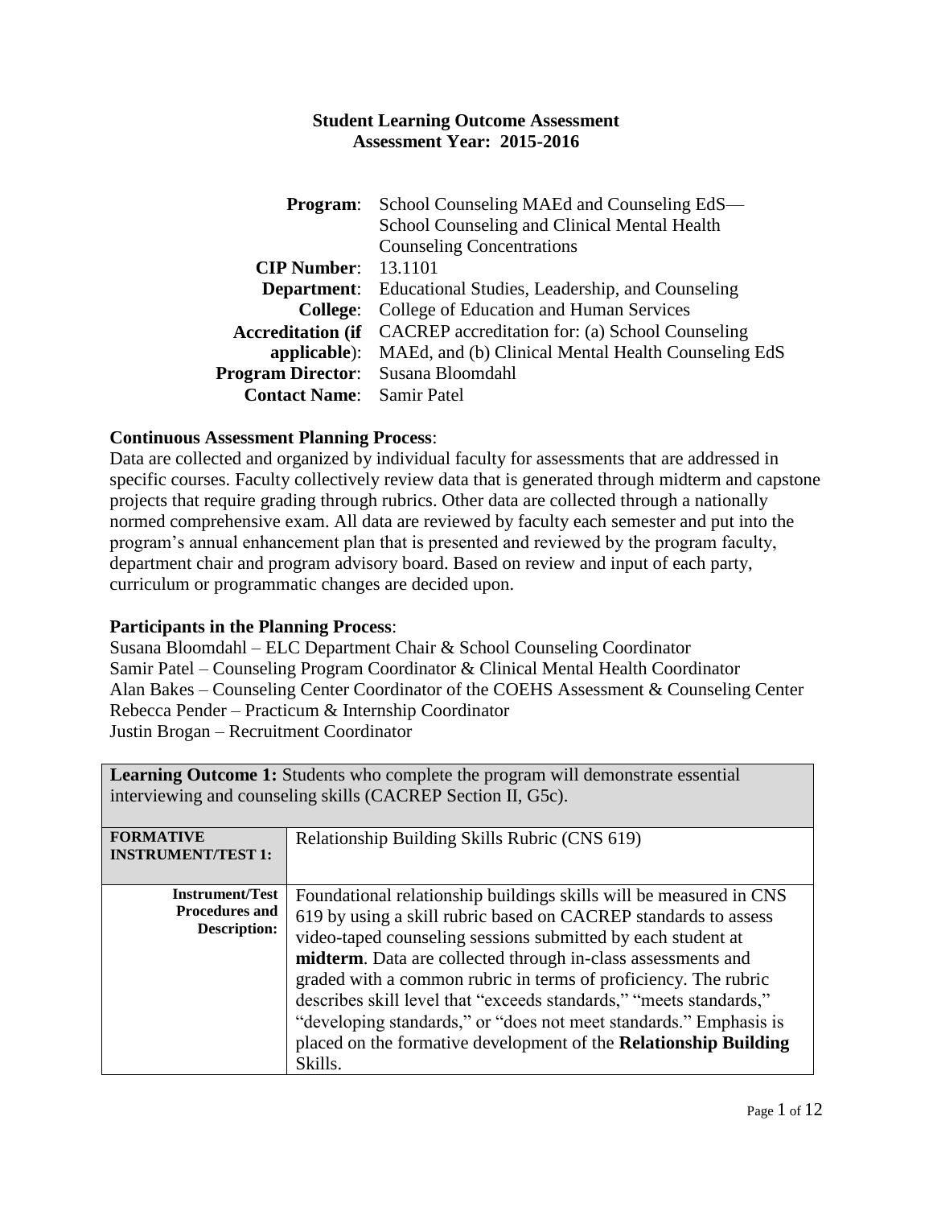**Student Learning Outcome Assessment**
**Assessment Year: 2015-2016**

| | |
|---|---|
| **Program**: | School Counseling MAEd and Counseling EdS—School Counseling and Clinical Mental Health Counseling Concentrations |
| **CIP Number**: | 13.1101 |
| **Department**: | Educational Studies, Leadership, and Counseling |
| **College**: | College of Education and Human Services |
| **Accreditation (if applicable)**: | CACREP accreditation for: (a) School Counseling MAEd, and (b) Clinical Mental Health Counseling EdS |
| **Program Director**: | Susana Bloomdahl |
| **Contact Name**: | Samir Patel |

**Continuous Assessment Planning Process**:
Data are collected and organized by individual faculty for assessments that are addressed in specific courses. Faculty collectively review data that is generated through midterm and capstone projects that require grading through rubrics. Other data are collected through a nationally normed comprehensive exam. All data are reviewed by faculty each semester and put into the program's annual enhancement plan that is presented and reviewed by the program faculty, department chair and program advisory board. Based on review and input of each party, curriculum or programmatic changes are decided upon.

**Participants in the Planning Process**:
Susana Bloomdahl – ELC Department Chair & School Counseling Coordinator
Samir Patel – Counseling Program Coordinator & Clinical Mental Health Coordinator
Alan Bakes – Counseling Center Coordinator of the COEHS Assessment & Counseling Center
Rebecca Pender – Practicum & Internship Coordinator
Justin Brogan – Recruitment Coordinator

| **Learning Outcome 1:** Students who complete the program will demonstrate essential interviewing and counseling skills (CACREP Section II, G5c). | |
|---|---|
| **FORMATIVE INSTRUMENT/TEST 1:** | Relationship Building Skills Rubric (CNS 619) |
| **Instrument/Test Procedures and Description:** | Foundational relationship buildings skills will be measured in CNS 619 by using a skill rubric based on CACREP standards to assess video-taped counseling sessions submitted by each student at **midterm**. Data are collected through in-class assessments and graded with a common rubric in terms of proficiency. The rubric describes skill level that "exceeds standards," "meets standards," "developing standards," or "does not meet standards." Emphasis is placed on the formative development of the **Relationship Building** Skills. |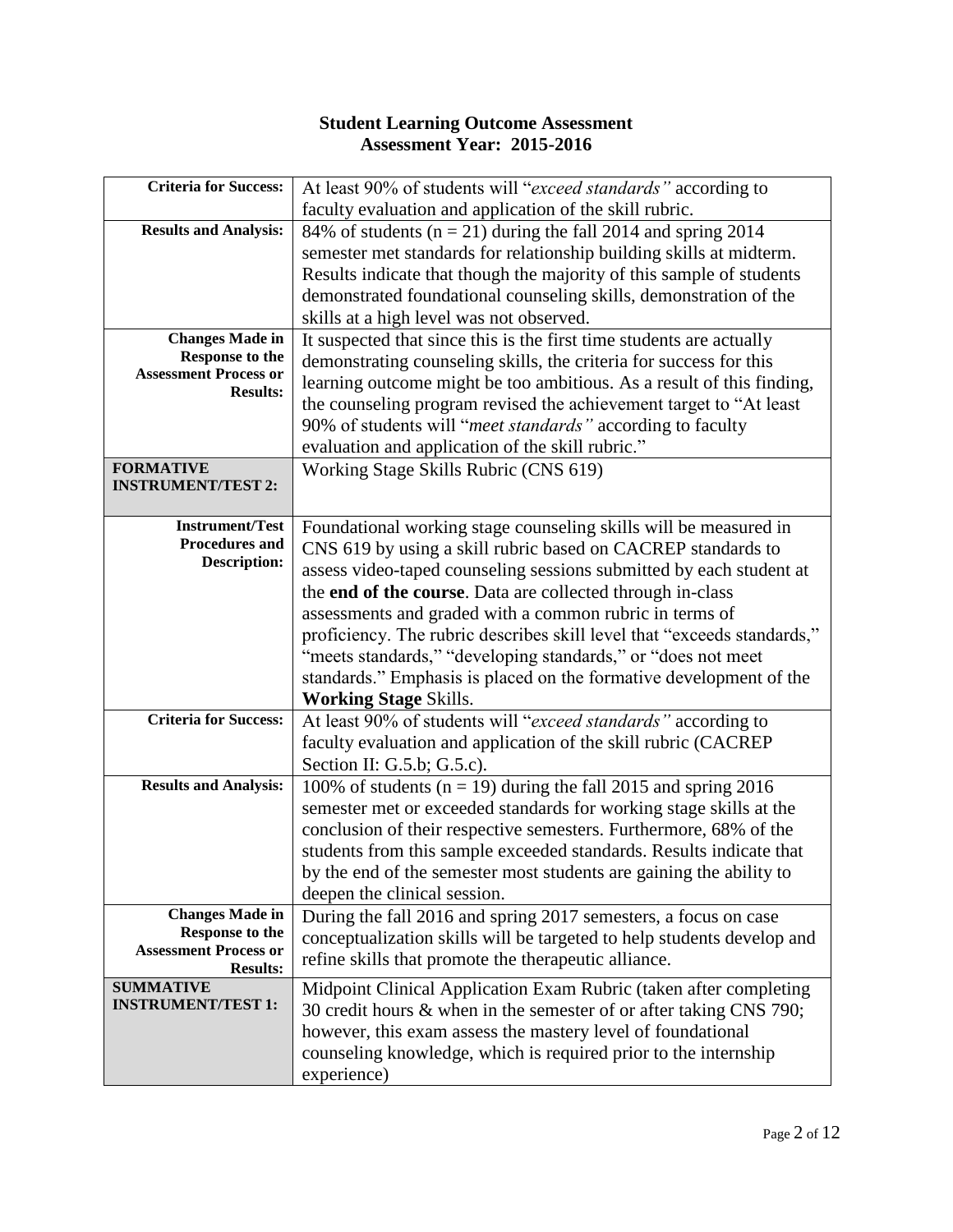**Student Learning Outcome Assessment**
**Assessment Year: 2015-2016**

| | |
|---|---|
| **Criteria for Success:** | At least 90% of students will "*exceed standards"* according to faculty evaluation and application of the skill rubric. |
| **Results and Analysis:** | 84% of students (n = 21) during the fall 2014 and spring 2014 semester met standards for relationship building skills at midterm. Results indicate that though the majority of this sample of students demonstrated foundational counseling skills, demonstration of the skills at a high level was not observed. |
| **Changes Made in Response to the Assessment Process or Results:** | It suspected that since this is the first time students are actually demonstrating counseling skills, the criteria for success for this learning outcome might be too ambitious. As a result of this finding, the counseling program revised the achievement target to "At least 90% of students will "*meet standards"* according to faculty evaluation and application of the skill rubric." |
| **FORMATIVE INSTRUMENT/TEST 2:** | Working Stage Skills Rubric (CNS 619) |
| **Instrument/Test Procedures and Description:** | Foundational working stage counseling skills will be measured in CNS 619 by using a skill rubric based on CACREP standards to assess video-taped counseling sessions submitted by each student at the **end of the course**. Data are collected through in-class assessments and graded with a common rubric in terms of proficiency. The rubric describes skill level that "exceeds standards," "meets standards," "developing standards," or "does not meet standards." Emphasis is placed on the formative development of the **Working Stage** Skills. |
| **Criteria for Success:** | At least 90% of students will "*exceed standards"* according to faculty evaluation and application of the skill rubric (CACREP Section II: G.5.b; G.5.c). |
| **Results and Analysis:** | 100% of students (n = 19) during the fall 2015 and spring 2016 semester met or exceeded standards for working stage skills at the conclusion of their respective semesters. Furthermore, 68% of the students from this sample exceeded standards. Results indicate that by the end of the semester most students are gaining the ability to deepen the clinical session. |
| **Changes Made in Response to the Assessment Process or Results:** | During the fall 2016 and spring 2017 semesters, a focus on case conceptualization skills will be targeted to help students develop and refine skills that promote the therapeutic alliance. |
| **SUMMATIVE INSTRUMENT/TEST 1:** | Midpoint Clinical Application Exam Rubric (taken after completing 30 credit hours & when in the semester of or after taking CNS 790; however, this exam assess the mastery level of foundational counseling knowledge, which is required prior to the internship experience) |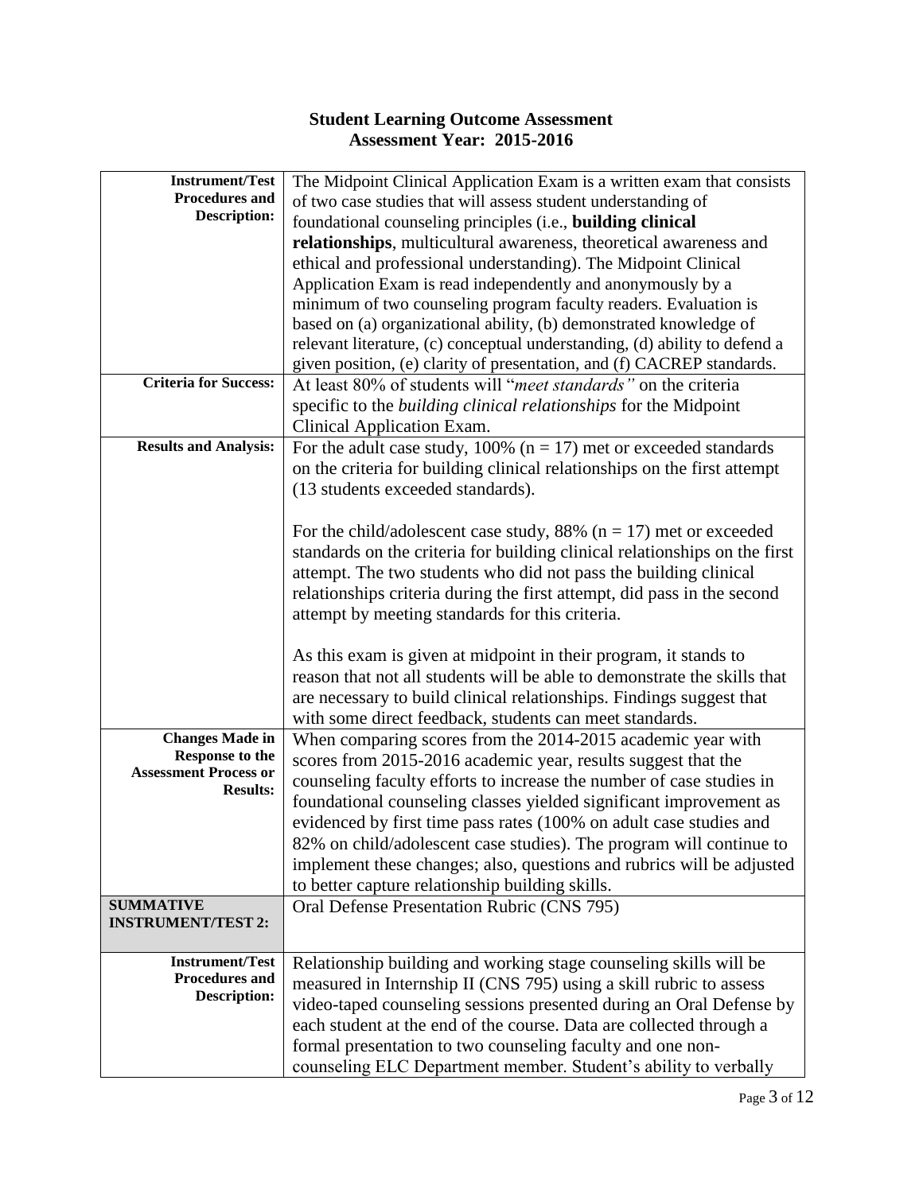**Student Learning Outcome Assessment**
**Assessment Year: 2015-2016**

| | |
|---|---|
| **Instrument/Test Procedures and Description:** | The Midpoint Clinical Application Exam is a written exam that consists of two case studies that will assess student understanding of foundational counseling principles (i.e., **building clinical relationships**, multicultural awareness, theoretical awareness and ethical and professional understanding). The Midpoint Clinical Application Exam is read independently and anonymously by a minimum of two counseling program faculty readers. Evaluation is based on (a) organizational ability, (b) demonstrated knowledge of relevant literature, (c) conceptual understanding, (d) ability to defend a given position, (e) clarity of presentation, and (f) CACREP standards. |
| **Criteria for Success:** | At least 80% of students will "*meet standards"* on the criteria specific to the *building clinical relationships* for the Midpoint Clinical Application Exam. |
| **Results and Analysis:** | For the adult case study, 100% (n = 17) met or exceeded standards on the criteria for building clinical relationships on the first attempt (13 students exceeded standards).<br><br>For the child/adolescent case study, 88% (n = 17) met or exceeded standards on the criteria for building clinical relationships on the first attempt. The two students who did not pass the building clinical relationships criteria during the first attempt, did pass in the second attempt by meeting standards for this criteria.<br><br>As this exam is given at midpoint in their program, it stands to reason that not all students will be able to demonstrate the skills that are necessary to build clinical relationships. Findings suggest that with some direct feedback, students can meet standards. |
| **Changes Made in Response to the Assessment Process or Results:** | When comparing scores from the 2014-2015 academic year with scores from 2015-2016 academic year, results suggest that the counseling faculty efforts to increase the number of case studies in foundational counseling classes yielded significant improvement as evidenced by first time pass rates (100% on adult case studies and 82% on child/adolescent case studies). The program will continue to implement these changes; also, questions and rubrics will be adjusted to better capture relationship building skills. |
| **SUMMATIVE INSTRUMENT/TEST 2:** | Oral Defense Presentation Rubric (CNS 795) |
| **Instrument/Test Procedures and Description:** | Relationship building and working stage counseling skills will be measured in Internship II (CNS 795) using a skill rubric to assess video-taped counseling sessions presented during an Oral Defense by each student at the end of the course. Data are collected through a formal presentation to two counseling faculty and one non-counseling ELC Department member. Student's ability to verbally |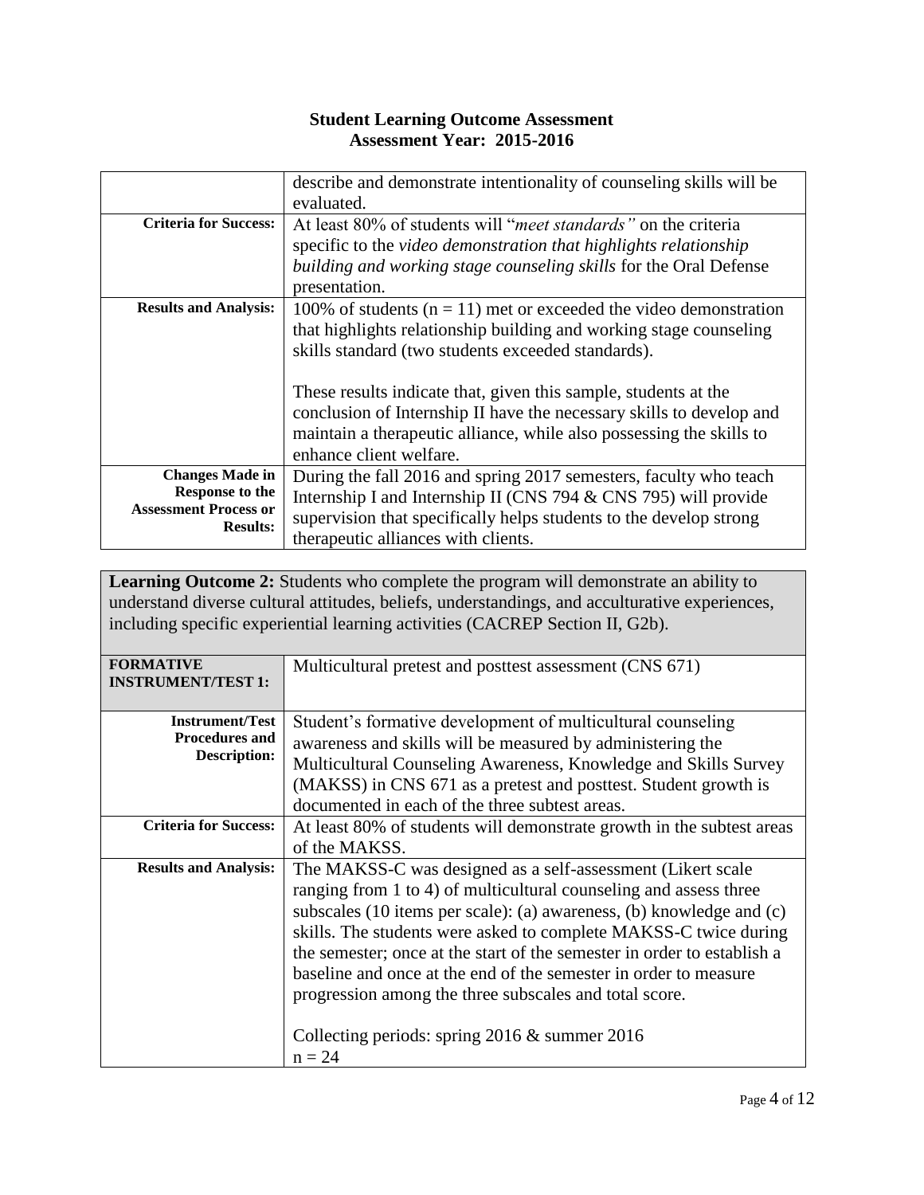**Student Learning Outcome Assessment**
**Assessment Year: 2015-2016**

| | |
|---|---|
| | describe and demonstrate intentionality of counseling skills will be evaluated. |
| **Criteria for Success:** | At least 80% of students will "*meet standards"* on the criteria specific to the *video demonstration that highlights relationship building and working stage counseling skills* for the Oral Defense presentation. |
| **Results and Analysis:** | 100% of students ($n = 11$) met or exceeded the video demonstration that highlights relationship building and working stage counseling skills standard (two students exceeded standards).<br><br>These results indicate that, given this sample, students at the conclusion of Internship II have the necessary skills to develop and maintain a therapeutic alliance, while also possessing the skills to enhance client welfare. |
| **Changes Made in Response to the Assessment Process or Results:** | During the fall 2016 and spring 2017 semesters, faculty who teach Internship I and Internship II (CNS 794 & CNS 795) will provide supervision that specifically helps students to the develop strong therapeutic alliances with clients. |

**Learning Outcome 2:** Students who complete the program will demonstrate an ability to understand diverse cultural attitudes, beliefs, understandings, and acculturative experiences, including specific experiential learning activities (CACREP Section II, G2b).

| **FORMATIVE INSTRUMENT/TEST 1:** | Multicultural pretest and posttest assessment (CNS 671) |
|---|---|
| **Instrument/Test Procedures and Description:** | Student's formative development of multicultural counseling awareness and skills will be measured by administering the Multicultural Counseling Awareness, Knowledge and Skills Survey (MAKSS) in CNS 671 as a pretest and posttest. Student growth is documented in each of the three subtest areas. |
| **Criteria for Success:** | At least 80% of students will demonstrate growth in the subtest areas of the MAKSS. |
| **Results and Analysis:** | The MAKSS-C was designed as a self-assessment (Likert scale ranging from 1 to 4) of multicultural counseling and assess three subscales (10 items per scale): (a) awareness, (b) knowledge and (c) skills. The students were asked to complete MAKSS-C twice during the semester; once at the start of the semester in order to establish a baseline and once at the end of the semester in order to measure progression among the three subscales and total score.<br><br>Collecting periods: spring 2016 & summer 2016<br>$n = 24$ |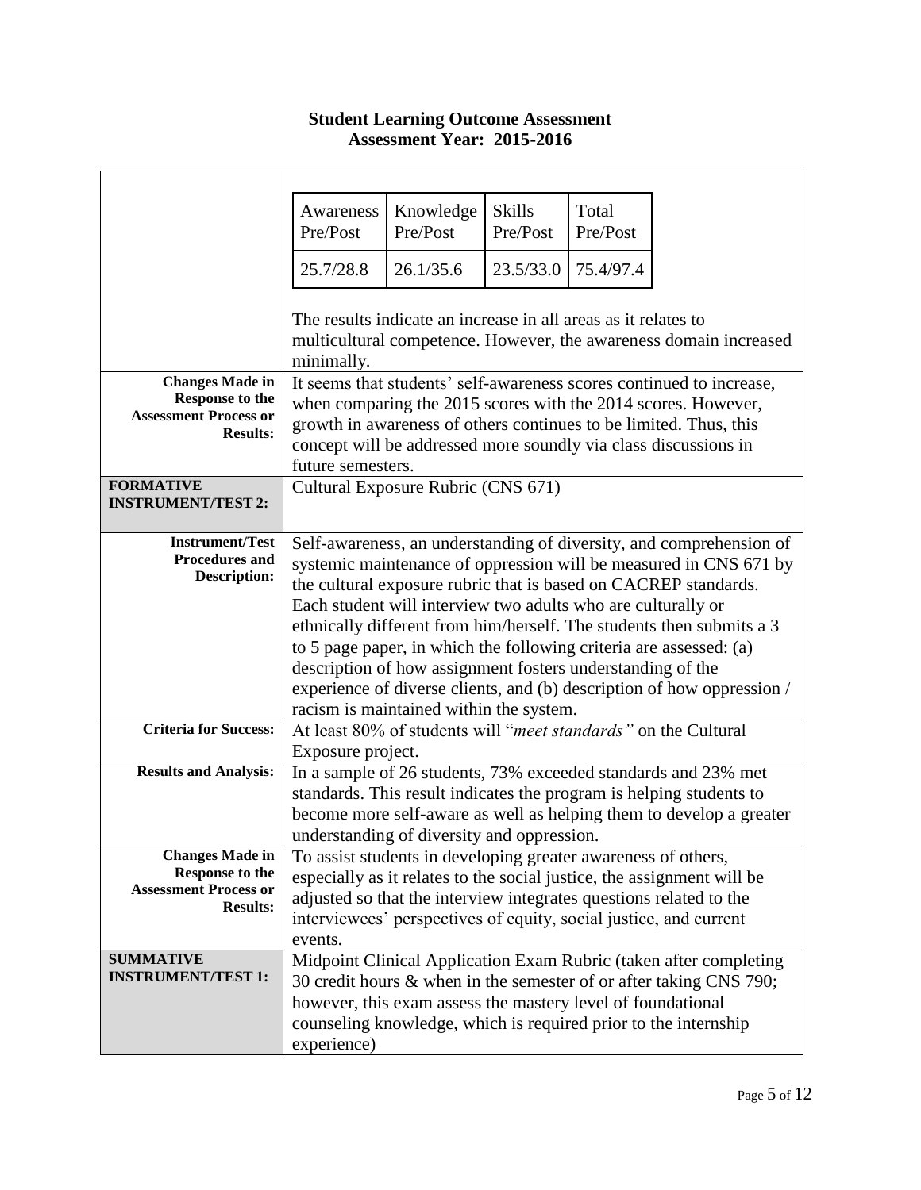## Student Learning Outcome Assessment
## Assessment Year: 2015-2016

| | |
|---|---|
| | <table><tr><td>Awareness Pre/Post</td><td>Knowledge Pre/Post</td><td>Skills Pre/Post</td><td>Total Pre/Post</td></tr><tr><td>25.7/28.8</td><td>26.1/35.6</td><td>23.5/33.0</td><td>75.4/97.4</td></tr></table> The results indicate an increase in all areas as it relates to multicultural competence. However, the awareness domain increased minimally. |
| **Changes Made in Response to the Assessment Process or Results:** | It seems that students' self-awareness scores continued to increase, when comparing the 2015 scores with the 2014 scores. However, growth in awareness of others continues to be limited. Thus, this concept will be addressed more soundly via class discussions in future semesters. |
| **FORMATIVE INSTRUMENT/TEST 2:** | Cultural Exposure Rubric (CNS 671) |
| **Instrument/Test Procedures and Description:** | Self-awareness, an understanding of diversity, and comprehension of systemic maintenance of oppression will be measured in CNS 671 by the cultural exposure rubric that is based on CACREP standards. Each student will interview two adults who are culturally or ethnically different from him/herself. The students then submits a 3 to 5 page paper, in which the following criteria are assessed: (a) description of how assignment fosters understanding of the experience of diverse clients, and (b) description of how oppression / racism is maintained within the system. |
| **Criteria for Success:** | At least 80% of students will "*meet standards"* on the Cultural Exposure project. |
| **Results and Analysis:** | In a sample of 26 students, 73% exceeded standards and 23% met standards. This result indicates the program is helping students to become more self-aware as well as helping them to develop a greater understanding of diversity and oppression. |
| **Changes Made in Response to the Assessment Process or Results:** | To assist students in developing greater awareness of others, especially as it relates to the social justice, the assignment will be adjusted so that the interview integrates questions related to the interviewees' perspectives of equity, social justice, and current events. |
| **SUMMATIVE INSTRUMENT/TEST 1:** | Midpoint Clinical Application Exam Rubric (taken after completing 30 credit hours & when in the semester of or after taking CNS 790; however, this exam assess the mastery level of foundational counseling knowledge, which is required prior to the internship experience) |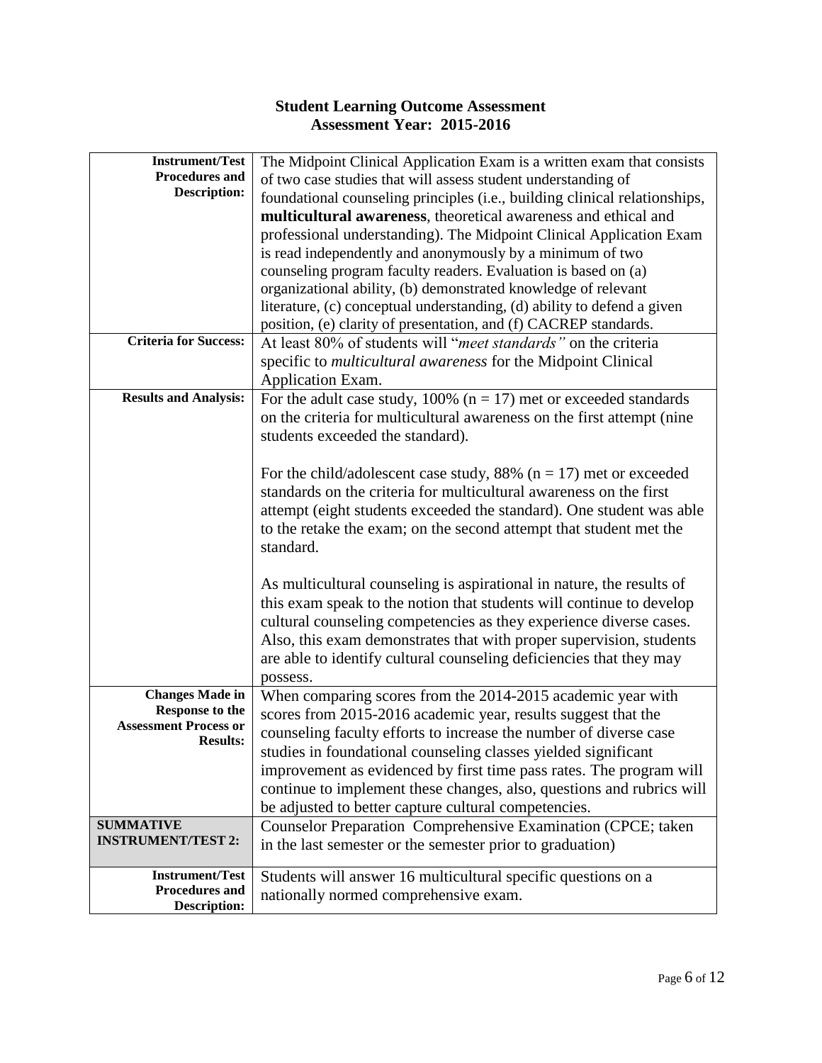## Student Learning Outcome Assessment
## Assessment Year: 2015-2016

| | |
|---|---|
| **Instrument/Test Procedures and Description:** | The Midpoint Clinical Application Exam is a written exam that consists of two case studies that will assess student understanding of foundational counseling principles (i.e., building clinical relationships, **multicultural awareness**, theoretical awareness and ethical and professional understanding). The Midpoint Clinical Application Exam is read independently and anonymously by a minimum of two counseling program faculty readers. Evaluation is based on (a) organizational ability, (b) demonstrated knowledge of relevant literature, (c) conceptual understanding, (d) ability to defend a given position, (e) clarity of presentation, and (f) CACREP standards. |
| **Criteria for Success:** | At least 80% of students will "*meet standards"* on the criteria specific to *multicultural awareness* for the Midpoint Clinical Application Exam. |
| **Results and Analysis:** | For the adult case study, 100% (n = 17) met or exceeded standards on the criteria for multicultural awareness on the first attempt (nine students exceeded the standard).<br><br>For the child/adolescent case study, 88% (n = 17) met or exceeded standards on the criteria for multicultural awareness on the first attempt (eight students exceeded the standard). One student was able to the retake the exam; on the second attempt that student met the standard.<br><br>As multicultural counseling is aspirational in nature, the results of this exam speak to the notion that students will continue to develop cultural counseling competencies as they experience diverse cases. Also, this exam demonstrates that with proper supervision, students are able to identify cultural counseling deficiencies that they may possess. |
| **Changes Made in Response to the Assessment Process or Results:** | When comparing scores from the 2014-2015 academic year with scores from 2015-2016 academic year, results suggest that the counseling faculty efforts to increase the number of diverse case studies in foundational counseling classes yielded significant improvement as evidenced by first time pass rates. The program will continue to implement these changes, also, questions and rubrics will be adjusted to better capture cultural competencies. |
| **SUMMATIVE INSTRUMENT/TEST 2:** | Counselor Preparation Comprehensive Examination (CPCE; taken in the last semester or the semester prior to graduation) |
| **Instrument/Test Procedures and Description:** | Students will answer 16 multicultural specific questions on a nationally normed comprehensive exam. |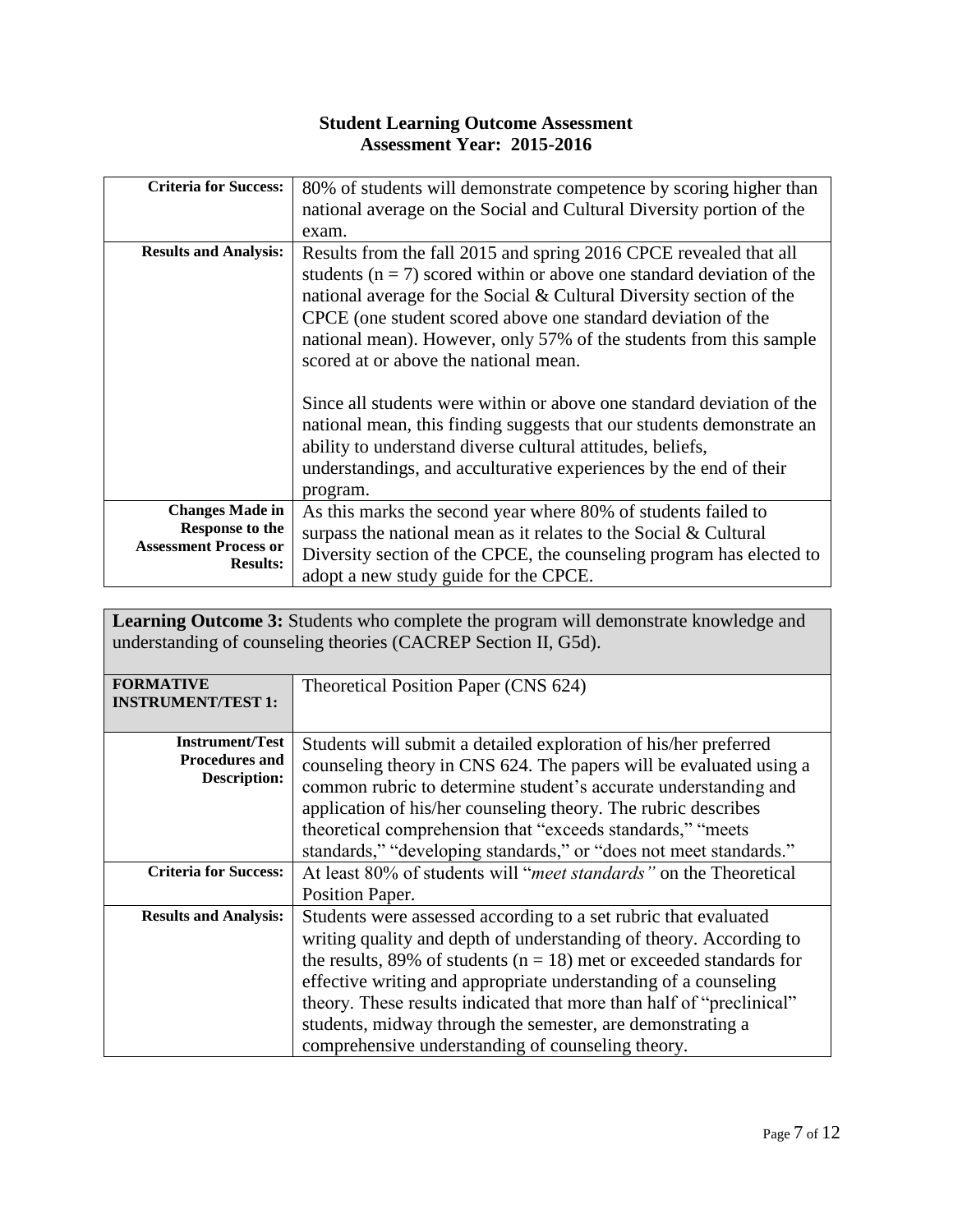**Student Learning Outcome Assessment**
**Assessment Year: 2015-2016**

| | |
|---|---|
| **Criteria for Success:** | 80% of students will demonstrate competence by scoring higher than national average on the Social and Cultural Diversity portion of the exam. |
| **Results and Analysis:** | Results from the fall 2015 and spring 2016 CPCE revealed that all students (n = 7) scored within or above one standard deviation of the national average for the Social & Cultural Diversity section of the CPCE (one student scored above one standard deviation of the national mean). However, only 57% of the students from this sample scored at or above the national mean.<br><br>Since all students were within or above one standard deviation of the national mean, this finding suggests that our students demonstrate an ability to understand diverse cultural attitudes, beliefs, understandings, and acculturative experiences by the end of their program. |
| **Changes Made in Response to the Assessment Process or Results:** | As this marks the second year where 80% of students failed to surpass the national mean as it relates to the Social & Cultural Diversity section of the CPCE, the counseling program has elected to adopt a new study guide for the CPCE. |

**Learning Outcome 3:** Students who complete the program will demonstrate knowledge and understanding of counseling theories (CACREP Section II, G5d).

| | |
|---|---|
| **FORMATIVE INSTRUMENT/TEST 1:** | Theoretical Position Paper (CNS 624) |
| **Instrument/Test Procedures and Description:** | Students will submit a detailed exploration of his/her preferred counseling theory in CNS 624. The papers will be evaluated using a common rubric to determine student's accurate understanding and application of his/her counseling theory. The rubric describes theoretical comprehension that "exceeds standards," "meets standards," "developing standards," or "does not meet standards." |
| **Criteria for Success:** | At least 80% of students will "*meet standards"* on the Theoretical Position Paper. |
| **Results and Analysis:** | Students were assessed according to a set rubric that evaluated writing quality and depth of understanding of theory. According to the results, 89% of students (n = 18) met or exceeded standards for effective writing and appropriate understanding of a counseling theory. These results indicated that more than half of "preclinical" students, midway through the semester, are demonstrating a comprehensive understanding of counseling theory. |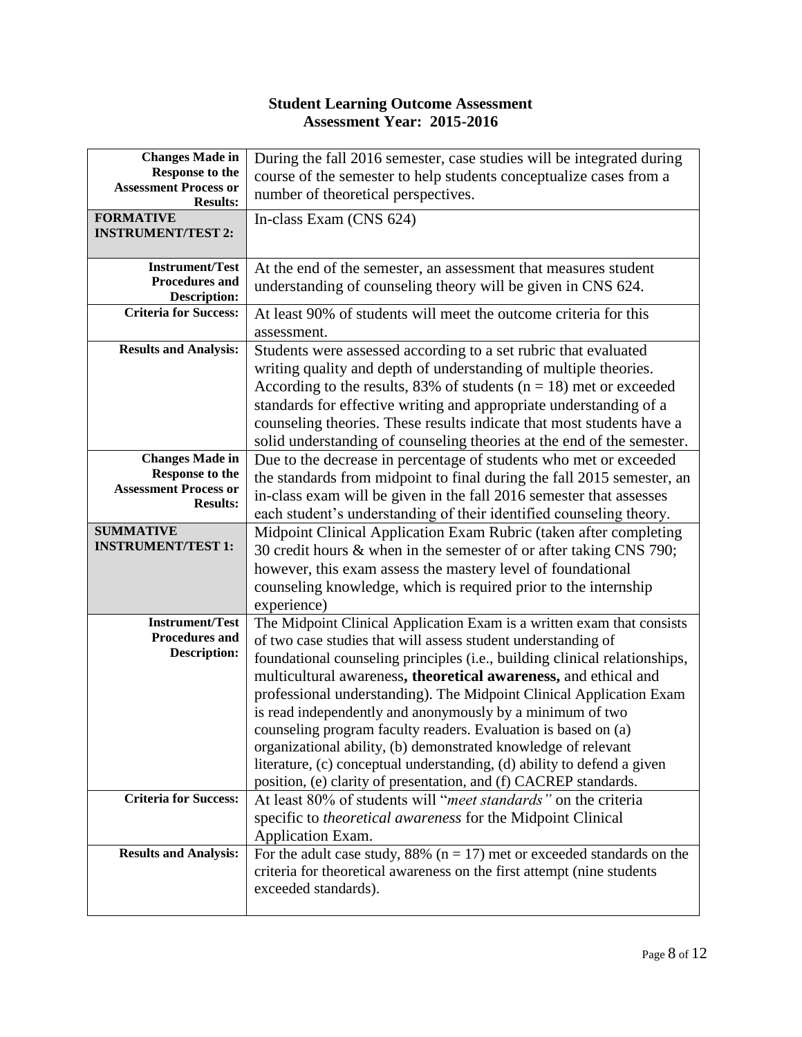**Student Learning Outcome Assessment**
**Assessment Year: 2015-2016**

| | |
|---|---|
| **Changes Made in Response to the Assessment Process or Results:** | During the fall 2016 semester, case studies will be integrated during course of the semester to help students conceptualize cases from a number of theoretical perspectives. |
| **FORMATIVE INSTRUMENT/TEST 2:** | In-class Exam (CNS 624) |
| **Instrument/Test Procedures and Description:** | At the end of the semester, an assessment that measures student understanding of counseling theory will be given in CNS 624. |
| **Criteria for Success:** | At least 90% of students will meet the outcome criteria for this assessment. |
| **Results and Analysis:** | Students were assessed according to a set rubric that evaluated writing quality and depth of understanding of multiple theories. According to the results, 83% of students (n = 18) met or exceeded standards for effective writing and appropriate understanding of a counseling theories. These results indicate that most students have a solid understanding of counseling theories at the end of the semester. |
| **Changes Made in Response to the Assessment Process or Results:** | Due to the decrease in percentage of students who met or exceeded the standards from midpoint to final during the fall 2015 semester, an in-class exam will be given in the fall 2016 semester that assesses each student's understanding of their identified counseling theory. |
| **SUMMATIVE INSTRUMENT/TEST 1:** | Midpoint Clinical Application Exam Rubric (taken after completing 30 credit hours & when in the semester of or after taking CNS 790; however, this exam assess the mastery level of foundational counseling knowledge, which is required prior to the internship experience) |
| **Instrument/Test Procedures and Description:** | The Midpoint Clinical Application Exam is a written exam that consists of two case studies that will assess student understanding of foundational counseling principles (i.e., building clinical relationships, multicultural awareness**, theoretical awareness,** and ethical and professional understanding). The Midpoint Clinical Application Exam is read independently and anonymously by a minimum of two counseling program faculty readers. Evaluation is based on (a) organizational ability, (b) demonstrated knowledge of relevant literature, (c) conceptual understanding, (d) ability to defend a given position, (e) clarity of presentation, and (f) CACREP standards. |
| **Criteria for Success:** | At least 80% of students will "*meet standards"* on the criteria specific to *theoretical awareness* for the Midpoint Clinical Application Exam. |
| **Results and Analysis:** | For the adult case study, 88% (n = 17) met or exceeded standards on the criteria for theoretical awareness on the first attempt (nine students exceeded standards). |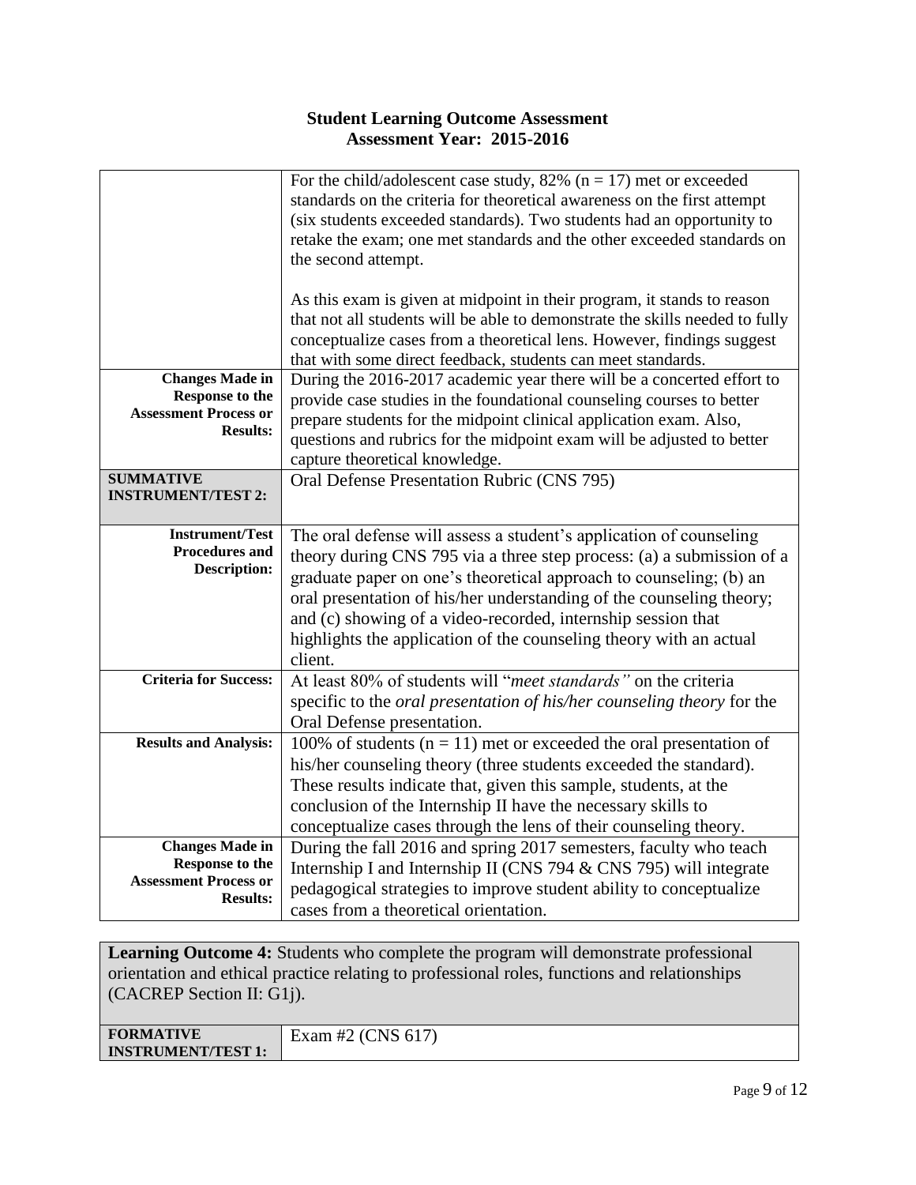**Student Learning Outcome Assessment**
**Assessment Year: 2015-2016**

| | |
|---|---|
| | For the child/adolescent case study, 82% (n = 17) met or exceeded standards on the criteria for theoretical awareness on the first attempt (six students exceeded standards). Two students had an opportunity to retake the exam; one met standards and the other exceeded standards on the second attempt.<br><br>As this exam is given at midpoint in their program, it stands to reason that not all students will be able to demonstrate the skills needed to fully conceptualize cases from a theoretical lens. However, findings suggest that with some direct feedback, students can meet standards. |
| **Changes Made in Response to the Assessment Process or Results:** | During the 2016-2017 academic year there will be a concerted effort to provide case studies in the foundational counseling courses to better prepare students for the midpoint clinical application exam. Also, questions and rubrics for the midpoint exam will be adjusted to better capture theoretical knowledge. |
| **SUMMATIVE INSTRUMENT/TEST 2:** | Oral Defense Presentation Rubric (CNS 795) |
| **Instrument/Test Procedures and Description:** | The oral defense will assess a student's application of counseling theory during CNS 795 via a three step process: (a) a submission of a graduate paper on one's theoretical approach to counseling; (b) an oral presentation of his/her understanding of the counseling theory; and (c) showing of a video-recorded, internship session that highlights the application of the counseling theory with an actual client. |
| **Criteria for Success:** | At least 80% of students will "*meet standards"* on the criteria specific to the *oral presentation of his/her counseling theory* for the Oral Defense presentation. |
| **Results and Analysis:** | 100% of students (n = 11) met or exceeded the oral presentation of his/her counseling theory (three students exceeded the standard). These results indicate that, given this sample, students, at the conclusion of the Internship II have the necessary skills to conceptualize cases through the lens of their counseling theory. |
| **Changes Made in Response to the Assessment Process or Results:** | During the fall 2016 and spring 2017 semesters, faculty who teach Internship I and Internship II (CNS 794 & CNS 795) will integrate pedagogical strategies to improve student ability to conceptualize cases from a theoretical orientation. |

**Learning Outcome 4:** Students who complete the program will demonstrate professional orientation and ethical practice relating to professional roles, functions and relationships (CACREP Section II: G1j).

| | |
|---|---|
| **FORMATIVE INSTRUMENT/TEST 1:** | Exam #2 (CNS 617) |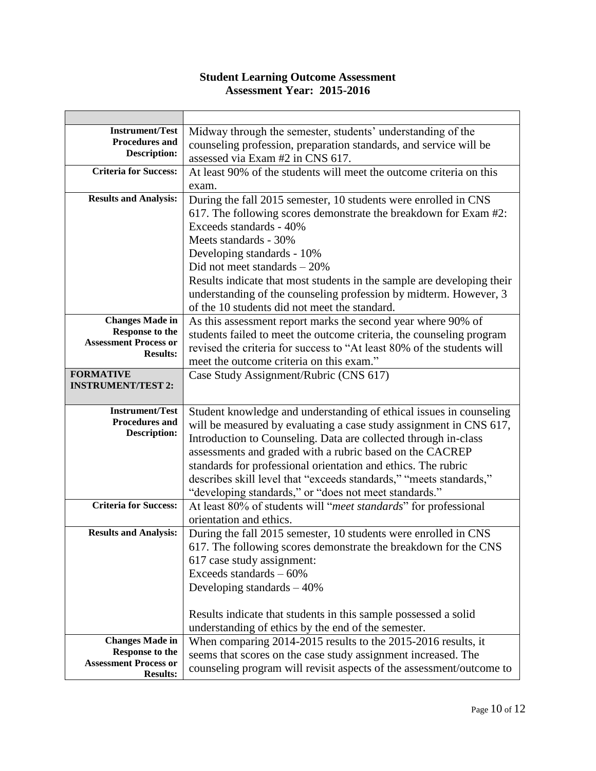## Student Learning Outcome Assessment
## Assessment Year: 2015-2016

| | |
|---|---|
| **Instrument/Test Procedures and Description:** | Midway through the semester, students' understanding of the counseling profession, preparation standards, and service will be assessed via Exam #2 in CNS 617. |
| **Criteria for Success:** | At least 90% of the students will meet the outcome criteria on this exam. |
| **Results and Analysis:** | During the fall 2015 semester, 10 students were enrolled in CNS 617. The following scores demonstrate the breakdown for Exam #2:<br>Exceeds standards - 40%<br>Meets standards - 30%<br>Developing standards - 10%<br>Did not meet standards – 20%<br>Results indicate that most students in the sample are developing their understanding of the counseling profession by midterm. However, 3 of the 10 students did not meet the standard. |
| **Changes Made in Response to the Assessment Process or Results:** | As this assessment report marks the second year where 90% of students failed to meet the outcome criteria, the counseling program revised the criteria for success to "At least 80% of the students will meet the outcome criteria on this exam." |
| **FORMATIVE INSTRUMENT/TEST 2:** | Case Study Assignment/Rubric (CNS 617) |
| **Instrument/Test Procedures and Description:** | Student knowledge and understanding of ethical issues in counseling will be measured by evaluating a case study assignment in CNS 617, Introduction to Counseling. Data are collected through in-class assessments and graded with a rubric based on the CACREP standards for professional orientation and ethics. The rubric describes skill level that "exceeds standards," "meets standards," "developing standards," or "does not meet standards." |
| **Criteria for Success:** | At least 80% of students will "*meet standards*" for professional orientation and ethics. |
| **Results and Analysis:** | During the fall 2015 semester, 10 students were enrolled in CNS 617. The following scores demonstrate the breakdown for the CNS 617 case study assignment:<br>Exceeds standards – 60%<br>Developing standards – 40%<br><br>Results indicate that students in this sample possessed a solid understanding of ethics by the end of the semester. |
| **Changes Made in Response to the Assessment Process or Results:** | When comparing 2014-2015 results to the 2015-2016 results, it seems that scores on the case study assignment increased. The counseling program will revisit aspects of the assessment/outcome to |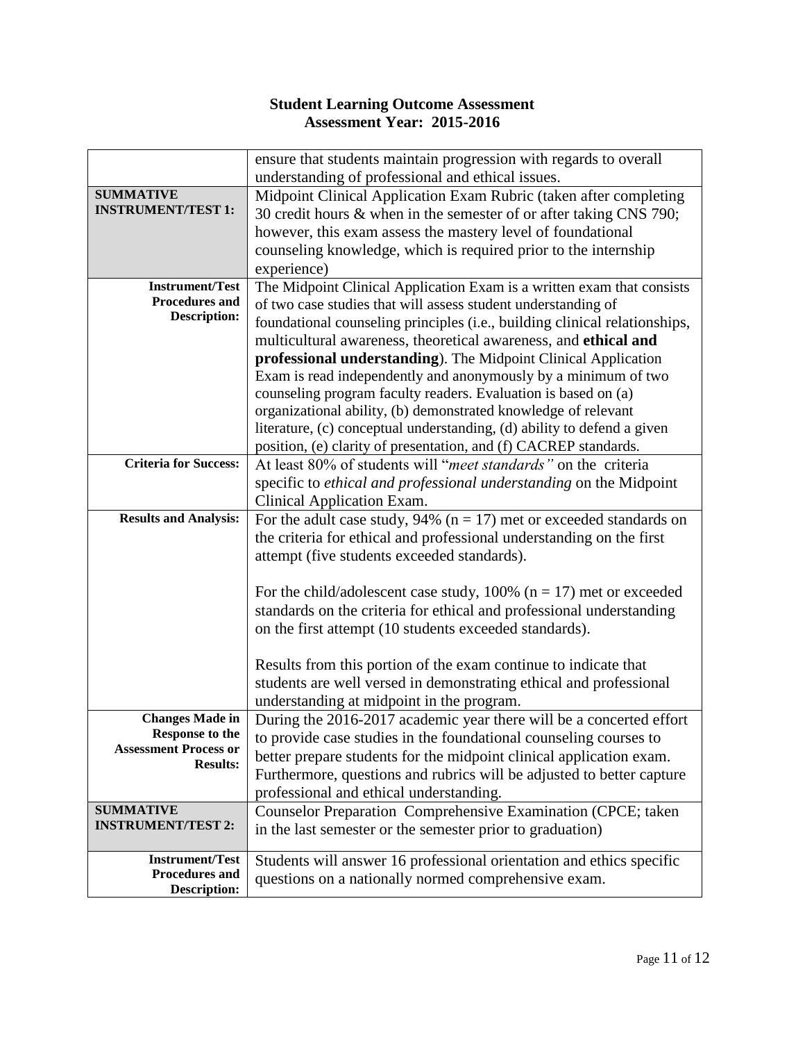**Student Learning Outcome Assessment**
**Assessment Year: 2015-2016**

| | |
|---|---|
| | ensure that students maintain progression with regards to overall understanding of professional and ethical issues. |
| **SUMMATIVE INSTRUMENT/TEST 1:** | Midpoint Clinical Application Exam Rubric (taken after completing 30 credit hours & when in the semester of or after taking CNS 790; however, this exam assess the mastery level of foundational counseling knowledge, which is required prior to the internship experience) |
| **Instrument/Test Procedures and Description:** | The Midpoint Clinical Application Exam is a written exam that consists of two case studies that will assess student understanding of foundational counseling principles (i.e., building clinical relationships, multicultural awareness, theoretical awareness, and **ethical and professional understanding**). The Midpoint Clinical Application Exam is read independently and anonymously by a minimum of two counseling program faculty readers. Evaluation is based on (a) organizational ability, (b) demonstrated knowledge of relevant literature, (c) conceptual understanding, (d) ability to defend a given position, (e) clarity of presentation, and (f) CACREP standards. |
| **Criteria for Success:** | At least 80% of students will "*meet standards"* on the criteria specific to *ethical and professional understanding* on the Midpoint Clinical Application Exam. |
| **Results and Analysis:** | For the adult case study, 94% (n = 17) met or exceeded standards on the criteria for ethical and professional understanding on the first attempt (five students exceeded standards).<br><br>For the child/adolescent case study, 100% (n = 17) met or exceeded standards on the criteria for ethical and professional understanding on the first attempt (10 students exceeded standards).<br><br>Results from this portion of the exam continue to indicate that students are well versed in demonstrating ethical and professional understanding at midpoint in the program. |
| **Changes Made in Response to the Assessment Process or Results:** | During the 2016-2017 academic year there will be a concerted effort to provide case studies in the foundational counseling courses to better prepare students for the midpoint clinical application exam. Furthermore, questions and rubrics will be adjusted to better capture professional and ethical understanding. |
| **SUMMATIVE INSTRUMENT/TEST 2:** | Counselor Preparation Comprehensive Examination (CPCE; taken in the last semester or the semester prior to graduation) |
| **Instrument/Test Procedures and Description:** | Students will answer 16 professional orientation and ethics specific questions on a nationally normed comprehensive exam. |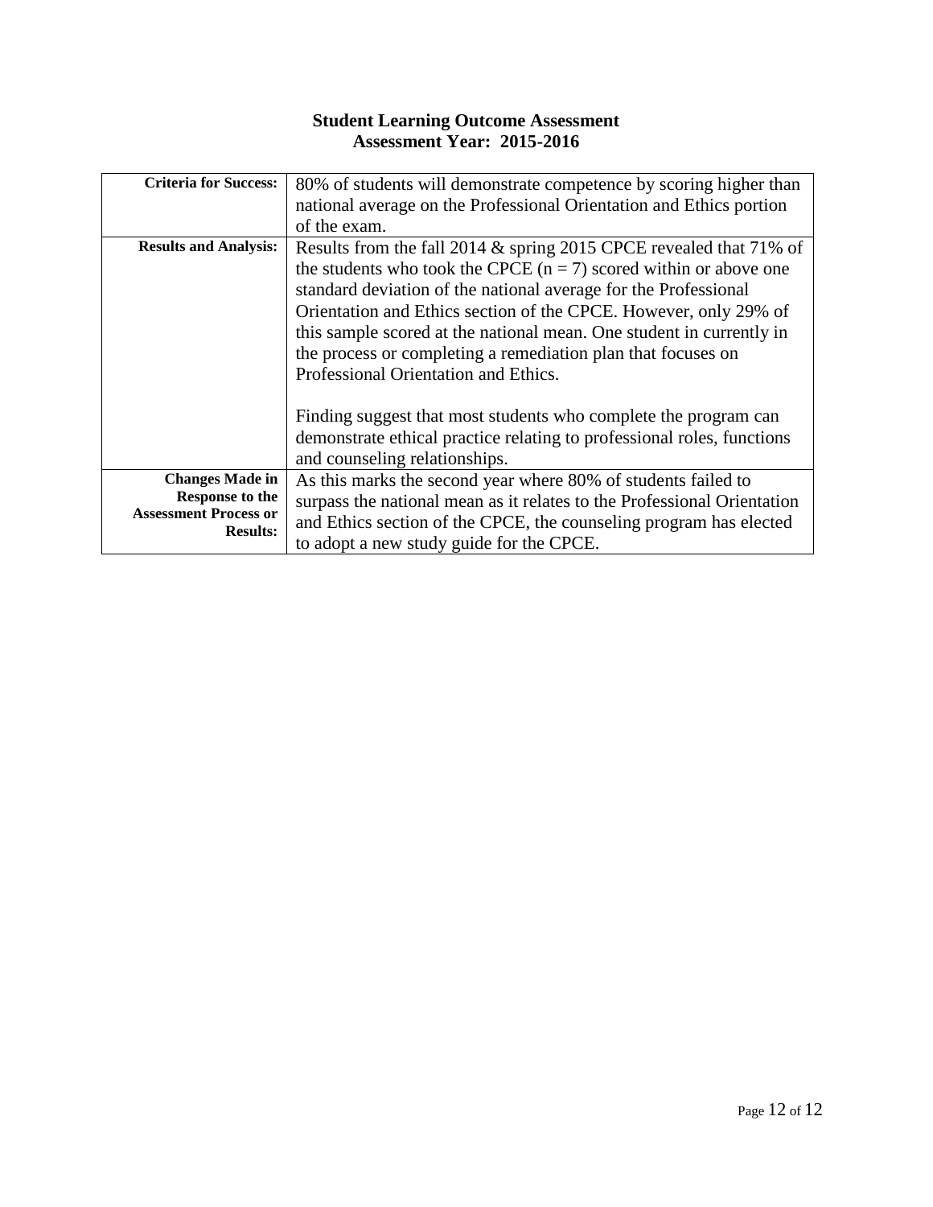**Student Learning Outcome Assessment**
**Assessment Year: 2015-2016**

| | |
|---|---|
| **Criteria for Success:** | 80% of students will demonstrate competence by scoring higher than national average on the Professional Orientation and Ethics portion of the exam. |
| **Results and Analysis:** | Results from the fall 2014 & spring 2015 CPCE revealed that 71% of the students who took the CPCE ($n = 7$) scored within or above one standard deviation of the national average for the Professional Orientation and Ethics section of the CPCE. However, only 29% of this sample scored at the national mean. One student in currently in the process or completing a remediation plan that focuses on Professional Orientation and Ethics.<br><br>Finding suggest that most students who complete the program can demonstrate ethical practice relating to professional roles, functions and counseling relationships. |
| **Changes Made in Response to the Assessment Process or Results:** | As this marks the second year where 80% of students failed to surpass the national mean as it relates to the Professional Orientation and Ethics section of the CPCE, the counseling program has elected to adopt a new study guide for the CPCE. |